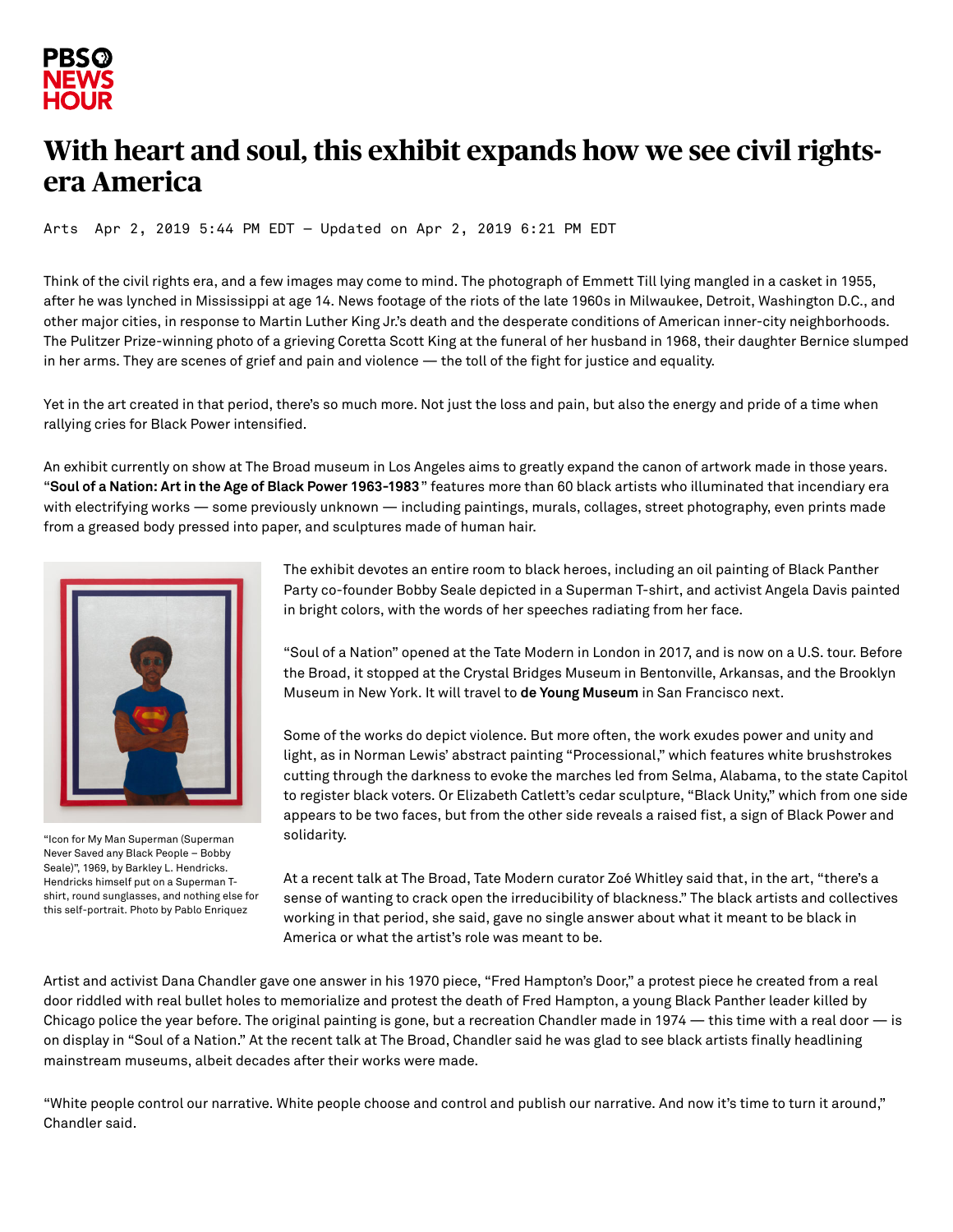# With heart and soul, this exhibit expands how we see civil rights-era America

Arts Apr 2, 2019 5:44 PM EDT – Updated on Apr 2, 2019 6:21 PM EDT

Think of the civil rights era, and a few images may come to mind. The photograph of Emmett Till lying mangled in a casket in 1955, after he was lynched in Mississippi at age 14. News footage of the riots of the late 1960s in Milwaukee, Detroit, Washington D.C., and other major cities, in response to Martin Luther King Jr.'s death and the desperate conditions of American inner-city neighborhoods. The Pulitzer Prize-winning photo of a grieving Coretta Scott King at the funeral of her husband in 1968, their daughter Bernice slumped in her arms. They are scenes of grief and pain and violence — the toll of the fight for justice and equality.

Yet in the art created in that period, there's so much more. Not just the loss and pain, but also the energy and pride of a time when rallying cries for Black Power intensified.

An exhibit currently on show at The Broad museum in Los Angeles aims to greatly expand the canon of artwork made in those years. "**Soul of a Nation: Art in the Age of Black Power 1963-1983**" features more than 60 black artists who illuminated that incendiary era with electrifying works — some previously unknown — including paintings, murals, collages, street photography, even prints made from a greased body pressed into paper, and sculptures made of human hair.

"Icon for My Man Superman (Superman Never Saved any Black People – Bobby Seale)", 1969, by Barkley L. Hendricks. Hendricks himself put on a Superman T-shirt, round sunglasses, and nothing else for this self-portrait. Photo by Pablo Enriquez

The exhibit devotes an entire room to black heroes, including an oil painting of Black Panther Party co-founder Bobby Seale depicted in a Superman T-shirt, and activist Angela Davis painted in bright colors, with the words of her speeches radiating from her face.

"Soul of a Nation" opened at the Tate Modern in London in 2017, and is now on a U.S. tour. Before the Broad, it stopped at the Crystal Bridges Museum in Bentonville, Arkansas, and the Brooklyn Museum in New York. It will travel to **de Young Museum** in San Francisco next.

Some of the works do depict violence. But more often, the work exudes power and unity and light, as in Norman Lewis' abstract painting "Processional," which features white brushstrokes cutting through the darkness to evoke the marches led from Selma, Alabama, to the state Capitol to register black voters. Or Elizabeth Catlett's cedar sculpture, "Black Unity," which from one side appears to be two faces, but from the other side reveals a raised fist, a sign of Black Power and solidarity.

At a recent talk at The Broad, Tate Modern curator Zoé Whitley said that, in the art, "there's a sense of wanting to crack open the irreducibility of blackness." The black artists and collectives working in that period, she said, gave no single answer about what it meant to be black in America or what the artist's role was meant to be.

Artist and activist Dana Chandler gave one answer in his 1970 piece, "Fred Hampton's Door," a protest piece he created from a real door riddled with real bullet holes to memorialize and protest the death of Fred Hampton, a young Black Panther leader killed by Chicago police the year before. The original painting is gone, but a recreation Chandler made in 1974 — this time with a real door — is on display in "Soul of a Nation." At the recent talk at The Broad, Chandler said he was glad to see black artists finally headlining mainstream museums, albeit decades after their works were made.

"White people control our narrative. White people choose and control and publish our narrative. And now it's time to turn it around," Chandler said.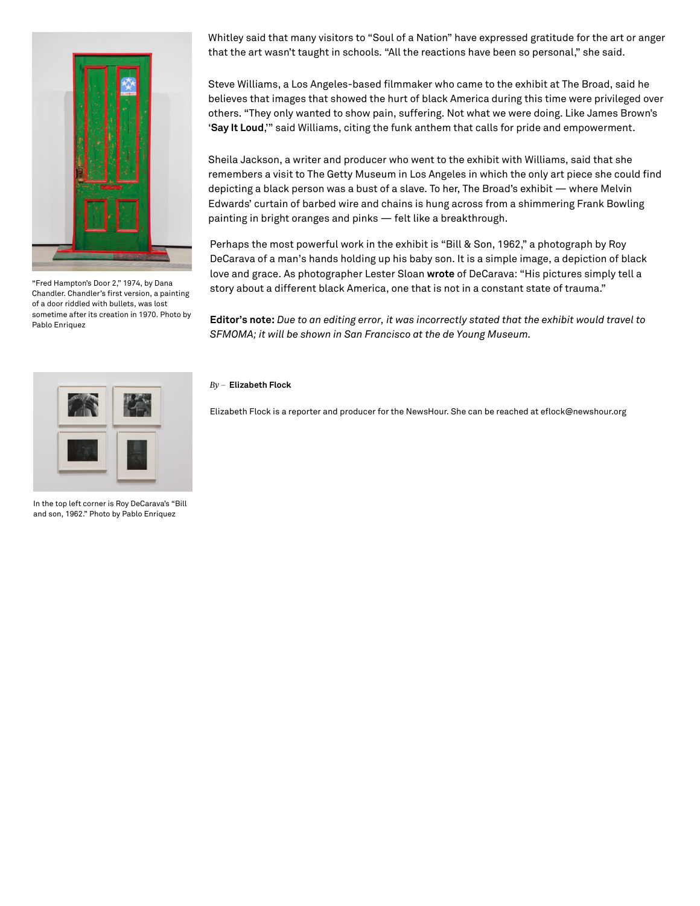Whitley said that many visitors to "Soul of a Nation" have expressed gratitude for the art or anger that the art wasn't taught in schools. "All the reactions have been so personal," she said.

Steve Williams, a Los Angeles-based filmmaker who came to the exhibit at The Broad, said he believes that images that showed the hurt of black America during this time were privileged over others. "They only wanted to show pain, suffering. Not what we were doing. Like James Brown's '**Say It Loud**,'" said Williams, citing the funk anthem that calls for pride and empowerment.

Sheila Jackson, a writer and producer who went to the exhibit with Williams, said that she remembers a visit to The Getty Museum in Los Angeles in which the only art piece she could find depicting a black person was a bust of a slave. To her, The Broad's exhibit — where Melvin Edwards' curtain of barbed wire and chains is hung across from a shimmering Frank Bowling painting in bright oranges and pinks — felt like a breakthrough.

Perhaps the most powerful work in the exhibit is "Bill & Son, 1962," a photograph by Roy DeCarava of a man's hands holding up his baby son. It is a simple image, a depiction of black love and grace. As photographer Lester Sloan **wrote** of DeCarava: "His pictures simply tell a story about a different black America, one that is not in a constant state of trauma."

**Editor's note:** *Due to an editing error, it was incorrectly stated that the exhibit would travel to SFMOMA; it will be shown in San Francisco at the de Young Museum.*

"Fred Hampton's Door 2," 1974, by Dana Chandler. Chandler's first version, a painting of a door riddled with bullets, was lost sometime after its creation in 1970. Photo by Pablo Enriquez

In the top left corner is Roy DeCarava's "Bill and son, 1962." Photo by Pablo Enriquez

*By* – **Elizabeth Flock**

Elizabeth Flock is a reporter and producer for the NewsHour. She can be reached at eflock@newshour.org